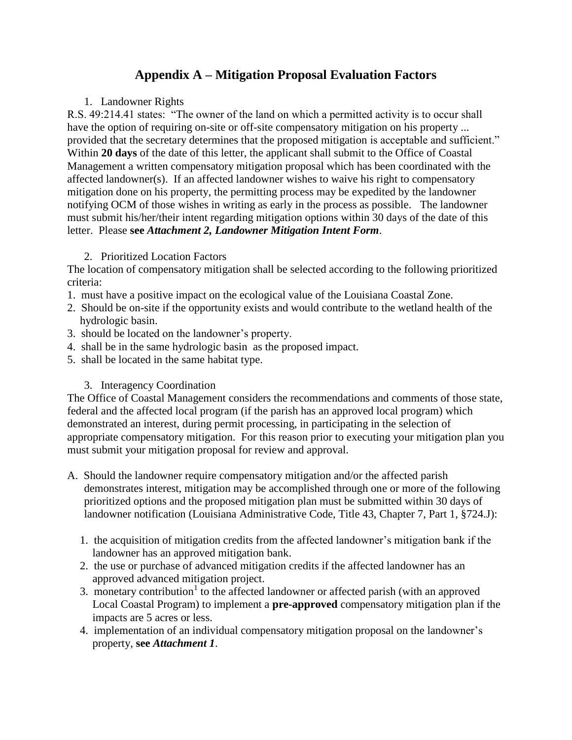# Appendix A – Mitigation Proposal Evaluation Factors

1. Landowner Rights

R.S. 49:214.41 states: "The owner of the land on which a permitted activity is to occur shall have the option of requiring on-site or off-site compensatory mitigation on his property ... provided that the secretary determines that the proposed mitigation is acceptable and sufficient." Within **20 days** of the date of this letter, the applicant shall submit to the Office of Coastal Management a written compensatory mitigation proposal which has been coordinated with the affected landowner(s). If an affected landowner wishes to waive his right to compensatory mitigation done on his property, the permitting process may be expedited by the landowner notifying OCM of those wishes in writing as early in the process as possible. The landowner must submit his/her/their intent regarding mitigation options within 30 days of the date of this letter. Please **see** ***Attachment 2, Landowner Mitigation Intent Form***.

2. Prioritized Location Factors

The location of compensatory mitigation shall be selected according to the following prioritized criteria:

1. must have a positive impact on the ecological value of the Louisiana Coastal Zone.
2. Should be on-site if the opportunity exists and would contribute to the wetland health of the hydrologic basin.
3. should be located on the landowner's property.
4. shall be in the same hydrologic basin as the proposed impact.
5. shall be located in the same habitat type.

3. Interagency Coordination

The Office of Coastal Management considers the recommendations and comments of those state, federal and the affected local program (if the parish has an approved local program) which demonstrated an interest, during permit processing, in participating in the selection of appropriate compensatory mitigation. For this reason prior to executing your mitigation plan you must submit your mitigation proposal for review and approval.

A. Should the landowner require compensatory mitigation and/or the affected parish demonstrates interest, mitigation may be accomplished through one or more of the following prioritized options and the proposed mitigation plan must be submitted within 30 days of landowner notification (Louisiana Administrative Code, Title 43, Chapter 7, Part 1, §724.J):

   1. the acquisition of mitigation credits from the affected landowner's mitigation bank if the landowner has an approved mitigation bank.
   2. the use or purchase of advanced mitigation credits if the affected landowner has an approved advanced mitigation project.
   3. monetary contribution[1] to the affected landowner or affected parish (with an approved Local Coastal Program) to implement a **pre-approved** compensatory mitigation plan if the impacts are 5 acres or less.
   4. implementation of an individual compensatory mitigation proposal on the landowner's property, **see** ***Attachment 1***.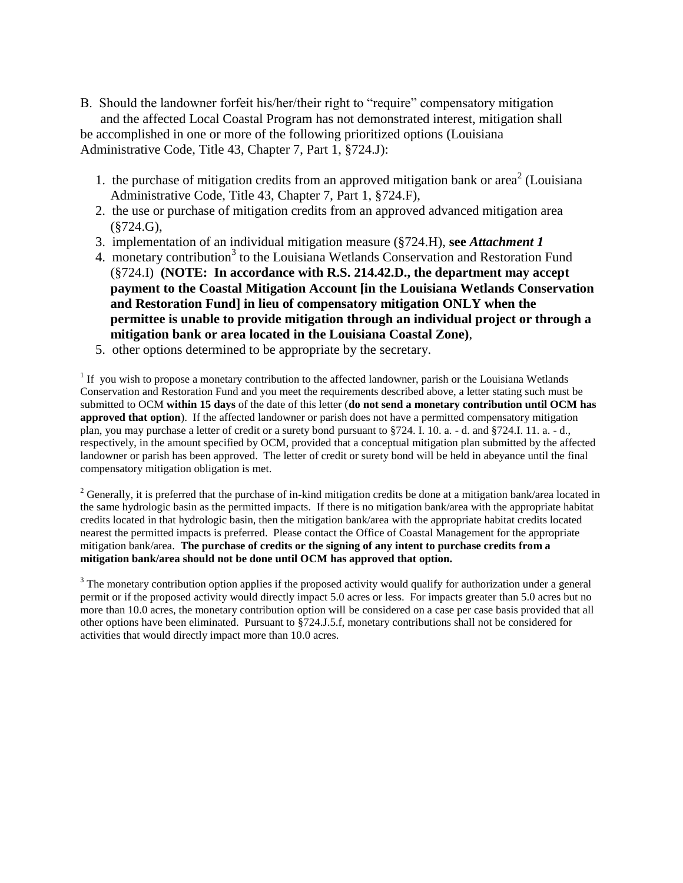B. Should the landowner forfeit his/her/their right to "require" compensatory mitigation and the affected Local Coastal Program has not demonstrated interest, mitigation shall be accomplished in one or more of the following prioritized options (Louisiana Administrative Code, Title 43, Chapter 7, Part 1, §724.J):

1. the purchase of mitigation credits from an approved mitigation bank or area[2] (Louisiana Administrative Code, Title 43, Chapter 7, Part 1, §724.F),
2. the use or purchase of mitigation credits from an approved advanced mitigation area (§724.G),
3. implementation of an individual mitigation measure (§724.H), **see *Attachment 1***
4. monetary contribution[3] to the Louisiana Wetlands Conservation and Restoration Fund (§724.I) **(NOTE: In accordance with R.S. 214.42.D., the department may accept payment to the Coastal Mitigation Account [in the Louisiana Wetlands Conservation and Restoration Fund] in lieu of compensatory mitigation ONLY when the permittee is unable to provide mitigation through an individual project or through a mitigation bank or area located in the Louisiana Coastal Zone)**,
5. other options determined to be appropriate by the secretary.

[1] If you wish to propose a monetary contribution to the affected landowner, parish or the Louisiana Wetlands Conservation and Restoration Fund and you meet the requirements described above, a letter stating such must be submitted to OCM **within 15 days** of the date of this letter (**do not send a monetary contribution until OCM has approved that option**). If the affected landowner or parish does not have a permitted compensatory mitigation plan, you may purchase a letter of credit or a surety bond pursuant to §724. I. 10. a. - d. and §724.I. 11. a. - d., respectively, in the amount specified by OCM, provided that a conceptual mitigation plan submitted by the affected landowner or parish has been approved. The letter of credit or surety bond will be held in abeyance until the final compensatory mitigation obligation is met.

[2] Generally, it is preferred that the purchase of in-kind mitigation credits be done at a mitigation bank/area located in the same hydrologic basin as the permitted impacts. If there is no mitigation bank/area with the appropriate habitat credits located in that hydrologic basin, then the mitigation bank/area with the appropriate habitat credits located nearest the permitted impacts is preferred. Please contact the Office of Coastal Management for the appropriate mitigation bank/area. **The purchase of credits or the signing of any intent to purchase credits from a mitigation bank/area should not be done until OCM has approved that option.**

[3] The monetary contribution option applies if the proposed activity would qualify for authorization under a general permit or if the proposed activity would directly impact 5.0 acres or less. For impacts greater than 5.0 acres but no more than 10.0 acres, the monetary contribution option will be considered on a case per case basis provided that all other options have been eliminated. Pursuant to §724.J.5.f, monetary contributions shall not be considered for activities that would directly impact more than 10.0 acres.